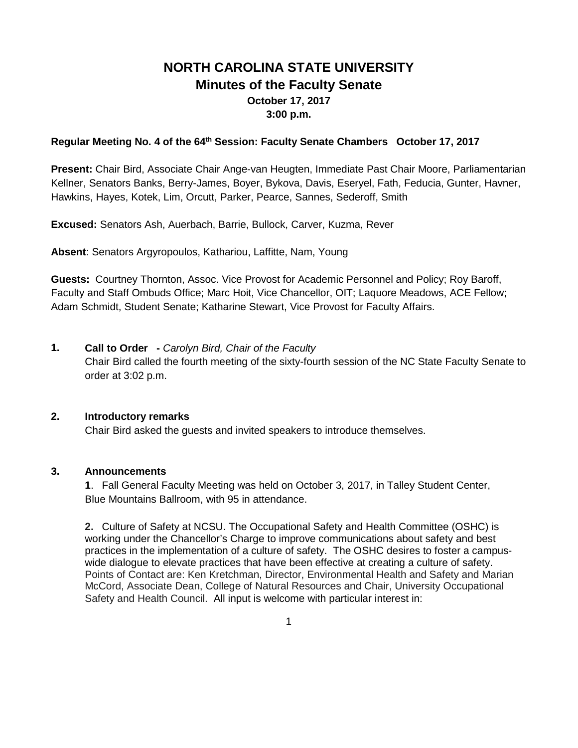# NORTH CAROLINA STATE UNIVERSITY
## Minutes of the Faculty Senate
**October 17, 2017**
**3:00 p.m.**

**Regular Meeting No. 4 of the 64th Session: Faculty Senate Chambers October 17, 2017**

**Present:** Chair Bird, Associate Chair Ange-van Heugten, Immediate Past Chair Moore, Parliamentarian Kellner, Senators Banks, Berry-James, Boyer, Bykova, Davis, Eseryel, Fath, Feducia, Gunter, Havner, Hawkins, Hayes, Kotek, Lim, Orcutt, Parker, Pearce, Sannes, Sederoff, Smith

**Excused:** Senators Ash, Auerbach, Barrie, Bullock, Carver, Kuzma, Rever

**Absent**: Senators Argyropoulos, Kathariou, Laffitte, Nam, Young

**Guests:** Courtney Thornton, Assoc. Vice Provost for Academic Personnel and Policy; Roy Baroff, Faculty and Staff Ombuds Office; Marc Hoit, Vice Chancellor, OIT; Laquore Meadows, ACE Fellow; Adam Schmidt, Student Senate; Katharine Stewart, Vice Provost for Faculty Affairs.

**1. Call to Order -** *Carolyn Bird, Chair of the Faculty*

Chair Bird called the fourth meeting of the sixty-fourth session of the NC State Faculty Senate to order at 3:02 p.m.

**2. Introductory remarks**

Chair Bird asked the guests and invited speakers to introduce themselves.

**3. Announcements**

**1**. Fall General Faculty Meeting was held on October 3, 2017, in Talley Student Center, Blue Mountains Ballroom, with 95 in attendance.

**2.** Culture of Safety at NCSU. The Occupational Safety and Health Committee (OSHC) is working under the Chancellor's Charge to improve communications about safety and best practices in the implementation of a culture of safety. The OSHC desires to foster a campus-wide dialogue to elevate practices that have been effective at creating a culture of safety. Points of Contact are: Ken Kretchman, Director, Environmental Health and Safety and Marian McCord, Associate Dean, College of Natural Resources and Chair, University Occupational Safety and Health Council. All input is welcome with particular interest in: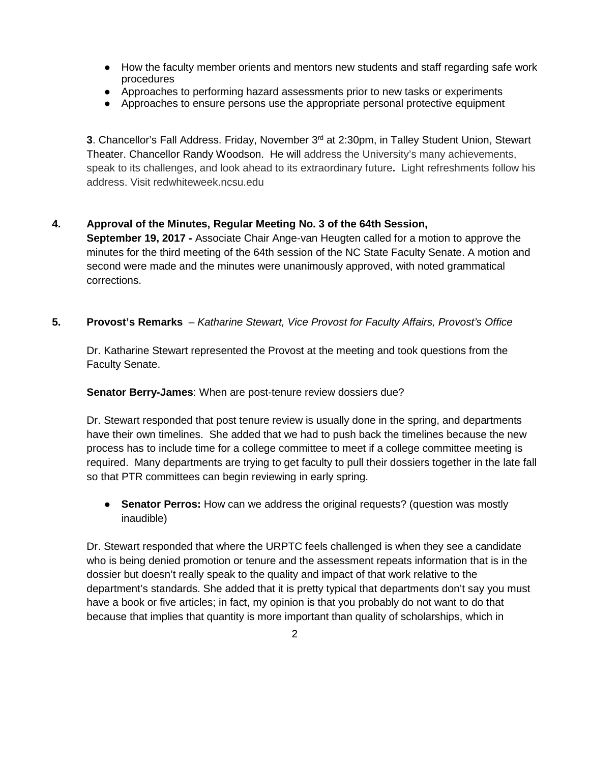- How the faculty member orients and mentors new students and staff regarding safe work procedures
- Approaches to performing hazard assessments prior to new tasks or experiments
- Approaches to ensure persons use the appropriate personal protective equipment

**3**. Chancellor's Fall Address. Friday, November 3rd at 2:30pm, in Talley Student Union, Stewart Theater. Chancellor Randy Woodson. He will address the University's many achievements, speak to its challenges, and look ahead to its extraordinary future**.** Light refreshments follow his address. Visit redwhiteweek.ncsu.edu

**4. Approval of the Minutes, Regular Meeting No. 3 of the 64th Session, September 19, 2017 -** Associate Chair Ange-van Heugten called for a motion to approve the minutes for the third meeting of the 64th session of the NC State Faculty Senate. A motion and second were made and the minutes were unanimously approved, with noted grammatical corrections.

**5. Provost's Remarks** – *Katharine Stewart, Vice Provost for Faculty Affairs, Provost's Office*

Dr. Katharine Stewart represented the Provost at the meeting and took questions from the Faculty Senate.

**Senator Berry-James**: When are post-tenure review dossiers due?

Dr. Stewart responded that post tenure review is usually done in the spring, and departments have their own timelines. She added that we had to push back the timelines because the new process has to include time for a college committee to meet if a college committee meeting is required. Many departments are trying to get faculty to pull their dossiers together in the late fall so that PTR committees can begin reviewing in early spring.

- **Senator Perros:** How can we address the original requests? (question was mostly inaudible)

Dr. Stewart responded that where the URPTC feels challenged is when they see a candidate who is being denied promotion or tenure and the assessment repeats information that is in the dossier but doesn't really speak to the quality and impact of that work relative to the department's standards. She added that it is pretty typical that departments don't say you must have a book or five articles; in fact, my opinion is that you probably do not want to do that because that implies that quantity is more important than quality of scholarships, which in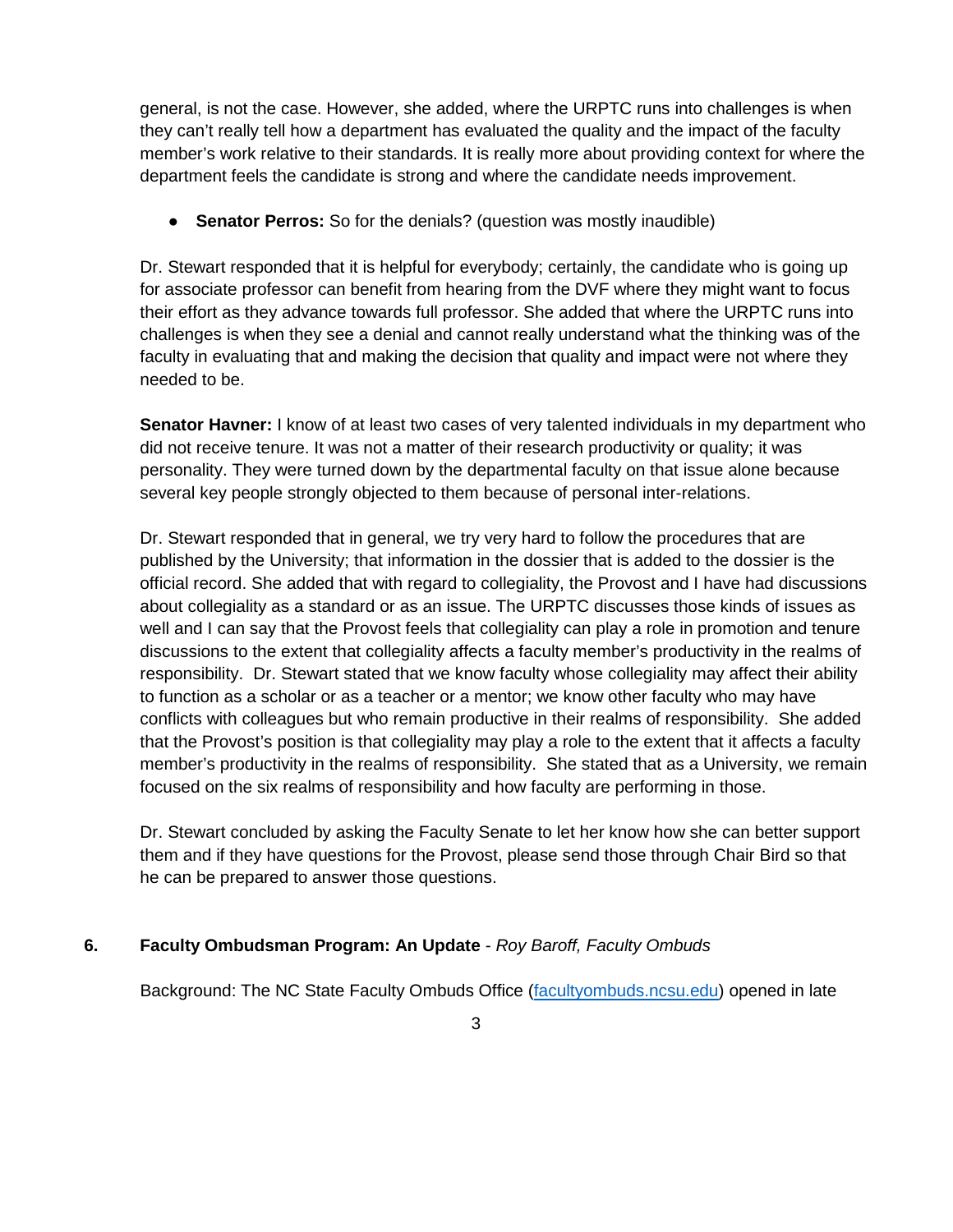general, is not the case. However, she added, where the URPTC runs into challenges is when they can't really tell how a department has evaluated the quality and the impact of the faculty member's work relative to their standards. It is really more about providing context for where the department feels the candidate is strong and where the candidate needs improvement.

- **Senator Perros:** So for the denials? (question was mostly inaudible)

Dr. Stewart responded that it is helpful for everybody; certainly, the candidate who is going up for associate professor can benefit from hearing from the DVF where they might want to focus their effort as they advance towards full professor. She added that where the URPTC runs into challenges is when they see a denial and cannot really understand what the thinking was of the faculty in evaluating that and making the decision that quality and impact were not where they needed to be.

**Senator Havner:** I know of at least two cases of very talented individuals in my department who did not receive tenure. It was not a matter of their research productivity or quality; it was personality. They were turned down by the departmental faculty on that issue alone because several key people strongly objected to them because of personal inter-relations.

Dr. Stewart responded that in general, we try very hard to follow the procedures that are published by the University; that information in the dossier that is added to the dossier is the official record. She added that with regard to collegiality, the Provost and I have had discussions about collegiality as a standard or as an issue. The URPTC discusses those kinds of issues as well and I can say that the Provost feels that collegiality can play a role in promotion and tenure discussions to the extent that collegiality affects a faculty member's productivity in the realms of responsibility. Dr. Stewart stated that we know faculty whose collegiality may affect their ability to function as a scholar or as a teacher or a mentor; we know other faculty who may have conflicts with colleagues but who remain productive in their realms of responsibility. She added that the Provost's position is that collegiality may play a role to the extent that it affects a faculty member's productivity in the realms of responsibility. She stated that as a University, we remain focused on the six realms of responsibility and how faculty are performing in those.

Dr. Stewart concluded by asking the Faculty Senate to let her know how she can better support them and if they have questions for the Provost, please send those through Chair Bird so that he can be prepared to answer those questions.

## 6. Faculty Ombudsman Program: An Update - *Roy Baroff, Faculty Ombuds*

Background: The NC State Faculty Ombuds Office (facultyombuds.ncsu.edu) opened in late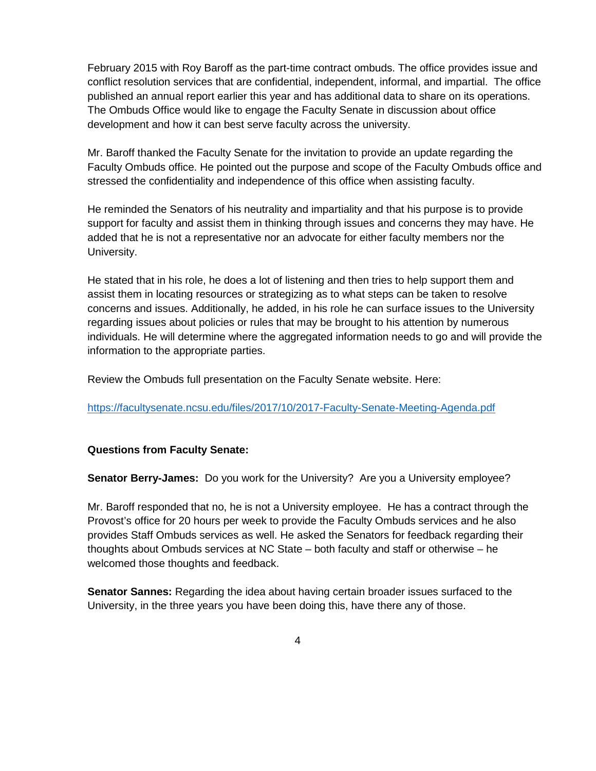February 2015 with Roy Baroff as the part-time contract ombuds. The office provides issue and conflict resolution services that are confidential, independent, informal, and impartial. The office published an annual report earlier this year and has additional data to share on its operations. The Ombuds Office would like to engage the Faculty Senate in discussion about office development and how it can best serve faculty across the university.

Mr. Baroff thanked the Faculty Senate for the invitation to provide an update regarding the Faculty Ombuds office. He pointed out the purpose and scope of the Faculty Ombuds office and stressed the confidentiality and independence of this office when assisting faculty.

He reminded the Senators of his neutrality and impartiality and that his purpose is to provide support for faculty and assist them in thinking through issues and concerns they may have. He added that he is not a representative nor an advocate for either faculty members nor the University.

He stated that in his role, he does a lot of listening and then tries to help support them and assist them in locating resources or strategizing as to what steps can be taken to resolve concerns and issues. Additionally, he added, in his role he can surface issues to the University regarding issues about policies or rules that may be brought to his attention by numerous individuals. He will determine where the aggregated information needs to go and will provide the information to the appropriate parties.

Review the Ombuds full presentation on the Faculty Senate website. Here:

https://facultysenate.ncsu.edu/files/2017/10/2017-Faculty-Senate-Meeting-Agenda.pdf

**Questions from Faculty Senate:**

**Senator Berry-James:** Do you work for the University? Are you a University employee?

Mr. Baroff responded that no, he is not a University employee. He has a contract through the Provost's office for 20 hours per week to provide the Faculty Ombuds services and he also provides Staff Ombuds services as well. He asked the Senators for feedback regarding their thoughts about Ombuds services at NC State – both faculty and staff or otherwise – he welcomed those thoughts and feedback.

**Senator Sannes:** Regarding the idea about having certain broader issues surfaced to the University, in the three years you have been doing this, have there any of those.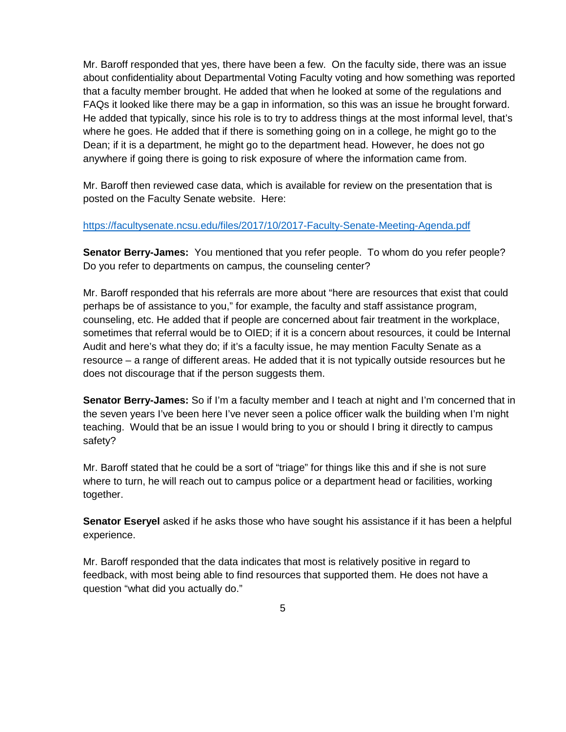Mr. Baroff responded that yes, there have been a few. On the faculty side, there was an issue about confidentiality about Departmental Voting Faculty voting and how something was reported that a faculty member brought. He added that when he looked at some of the regulations and FAQs it looked like there may be a gap in information, so this was an issue he brought forward. He added that typically, since his role is to try to address things at the most informal level, that's where he goes. He added that if there is something going on in a college, he might go to the Dean; if it is a department, he might go to the department head. However, he does not go anywhere if going there is going to risk exposure of where the information came from.

Mr. Baroff then reviewed case data, which is available for review on the presentation that is posted on the Faculty Senate website. Here:

https://facultysenate.ncsu.edu/files/2017/10/2017-Faculty-Senate-Meeting-Agenda.pdf

**Senator Berry-James:** You mentioned that you refer people. To whom do you refer people? Do you refer to departments on campus, the counseling center?

Mr. Baroff responded that his referrals are more about "here are resources that exist that could perhaps be of assistance to you," for example, the faculty and staff assistance program, counseling, etc. He added that if people are concerned about fair treatment in the workplace, sometimes that referral would be to OIED; if it is a concern about resources, it could be Internal Audit and here's what they do; if it's a faculty issue, he may mention Faculty Senate as a resource – a range of different areas. He added that it is not typically outside resources but he does not discourage that if the person suggests them.

**Senator Berry-James:** So if I'm a faculty member and I teach at night and I'm concerned that in the seven years I've been here I've never seen a police officer walk the building when I'm night teaching. Would that be an issue I would bring to you or should I bring it directly to campus safety?

Mr. Baroff stated that he could be a sort of "triage" for things like this and if she is not sure where to turn, he will reach out to campus police or a department head or facilities, working together.

**Senator Eseryel** asked if he asks those who have sought his assistance if it has been a helpful experience.

Mr. Baroff responded that the data indicates that most is relatively positive in regard to feedback, with most being able to find resources that supported them. He does not have a question "what did you actually do."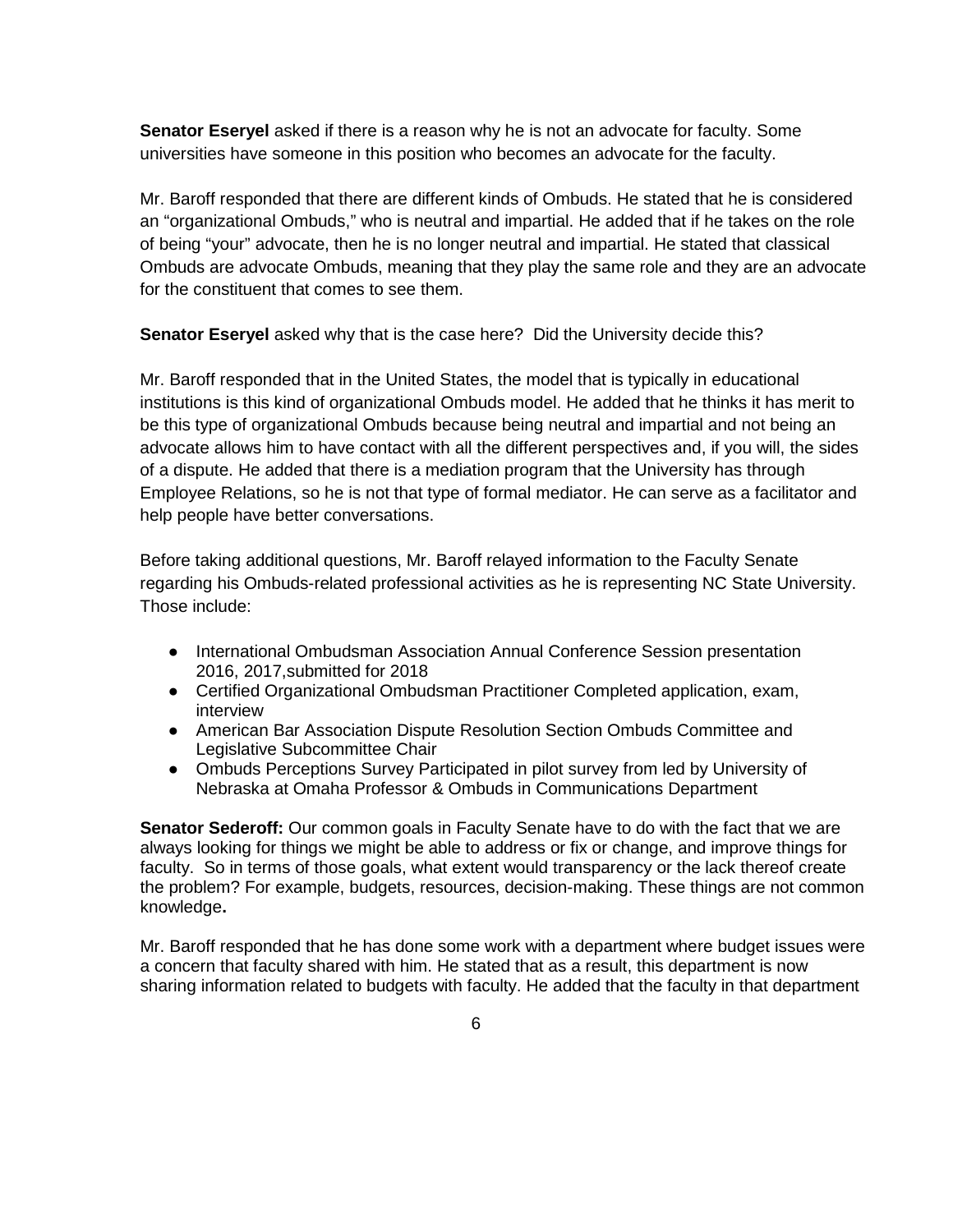**Senator Eseryel** asked if there is a reason why he is not an advocate for faculty. Some universities have someone in this position who becomes an advocate for the faculty.

Mr. Baroff responded that there are different kinds of Ombuds. He stated that he is considered an "organizational Ombuds," who is neutral and impartial. He added that if he takes on the role of being "your" advocate, then he is no longer neutral and impartial. He stated that classical Ombuds are advocate Ombuds, meaning that they play the same role and they are an advocate for the constituent that comes to see them.

**Senator Eseryel** asked why that is the case here? Did the University decide this?

Mr. Baroff responded that in the United States, the model that is typically in educational institutions is this kind of organizational Ombuds model. He added that he thinks it has merit to be this type of organizational Ombuds because being neutral and impartial and not being an advocate allows him to have contact with all the different perspectives and, if you will, the sides of a dispute. He added that there is a mediation program that the University has through Employee Relations, so he is not that type of formal mediator. He can serve as a facilitator and help people have better conversations.

Before taking additional questions, Mr. Baroff relayed information to the Faculty Senate regarding his Ombuds-related professional activities as he is representing NC State University. Those include:

- International Ombudsman Association Annual Conference Session presentation 2016, 2017,submitted for 2018
- Certified Organizational Ombudsman Practitioner Completed application, exam, interview
- American Bar Association Dispute Resolution Section Ombuds Committee and Legislative Subcommittee Chair
- Ombuds Perceptions Survey Participated in pilot survey from led by University of Nebraska at Omaha Professor & Ombuds in Communications Department

**Senator Sederoff:** Our common goals in Faculty Senate have to do with the fact that we are always looking for things we might be able to address or fix or change, and improve things for faculty. So in terms of those goals, what extent would transparency or the lack thereof create the problem? For example, budgets, resources, decision-making. These things are not common knowledge**.**

Mr. Baroff responded that he has done some work with a department where budget issues were a concern that faculty shared with him. He stated that as a result, this department is now sharing information related to budgets with faculty. He added that the faculty in that department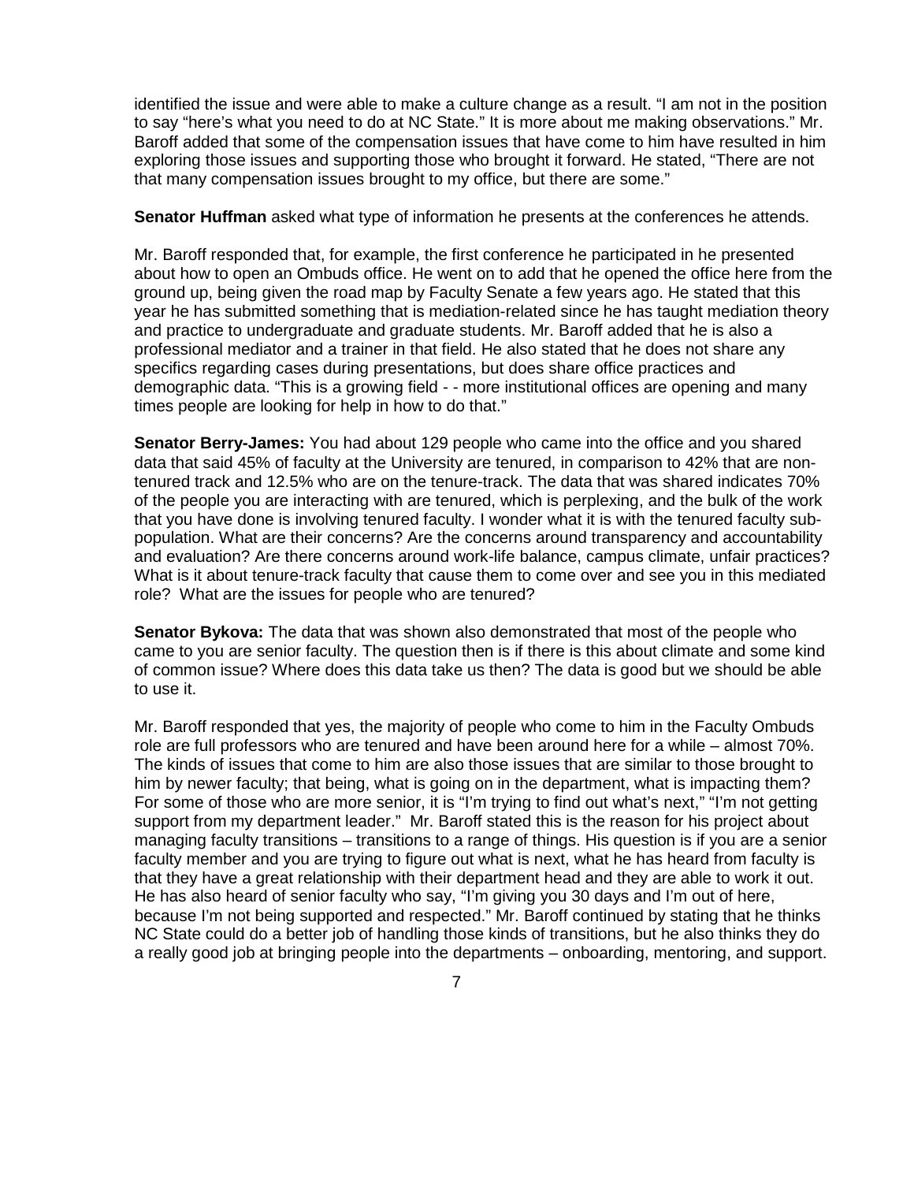identified the issue and were able to make a culture change as a result. "I am not in the position to say "here's what you need to do at NC State." It is more about me making observations." Mr. Baroff added that some of the compensation issues that have come to him have resulted in him exploring those issues and supporting those who brought it forward. He stated, "There are not that many compensation issues brought to my office, but there are some."

**Senator Huffman** asked what type of information he presents at the conferences he attends.

Mr. Baroff responded that, for example, the first conference he participated in he presented about how to open an Ombuds office. He went on to add that he opened the office here from the ground up, being given the road map by Faculty Senate a few years ago. He stated that this year he has submitted something that is mediation-related since he has taught mediation theory and practice to undergraduate and graduate students. Mr. Baroff added that he is also a professional mediator and a trainer in that field. He also stated that he does not share any specifics regarding cases during presentations, but does share office practices and demographic data. "This is a growing field - - more institutional offices are opening and many times people are looking for help in how to do that."

**Senator Berry-James:** You had about 129 people who came into the office and you shared data that said 45% of faculty at the University are tenured, in comparison to 42% that are non-tenured track and 12.5% who are on the tenure-track. The data that was shared indicates 70% of the people you are interacting with are tenured, which is perplexing, and the bulk of the work that you have done is involving tenured faculty. I wonder what it is with the tenured faculty sub-population. What are their concerns? Are the concerns around transparency and accountability and evaluation? Are there concerns around work-life balance, campus climate, unfair practices? What is it about tenure-track faculty that cause them to come over and see you in this mediated role? What are the issues for people who are tenured?

**Senator Bykova:** The data that was shown also demonstrated that most of the people who came to you are senior faculty. The question then is if there is this about climate and some kind of common issue? Where does this data take us then? The data is good but we should be able to use it.

Mr. Baroff responded that yes, the majority of people who come to him in the Faculty Ombuds role are full professors who are tenured and have been around here for a while – almost 70%. The kinds of issues that come to him are also those issues that are similar to those brought to him by newer faculty; that being, what is going on in the department, what is impacting them? For some of those who are more senior, it is "I'm trying to find out what's next," "I'm not getting support from my department leader." Mr. Baroff stated this is the reason for his project about managing faculty transitions – transitions to a range of things. His question is if you are a senior faculty member and you are trying to figure out what is next, what he has heard from faculty is that they have a great relationship with their department head and they are able to work it out. He has also heard of senior faculty who say, "I'm giving you 30 days and I'm out of here, because I'm not being supported and respected." Mr. Baroff continued by stating that he thinks NC State could do a better job of handling those kinds of transitions, but he also thinks they do a really good job at bringing people into the departments – onboarding, mentoring, and support.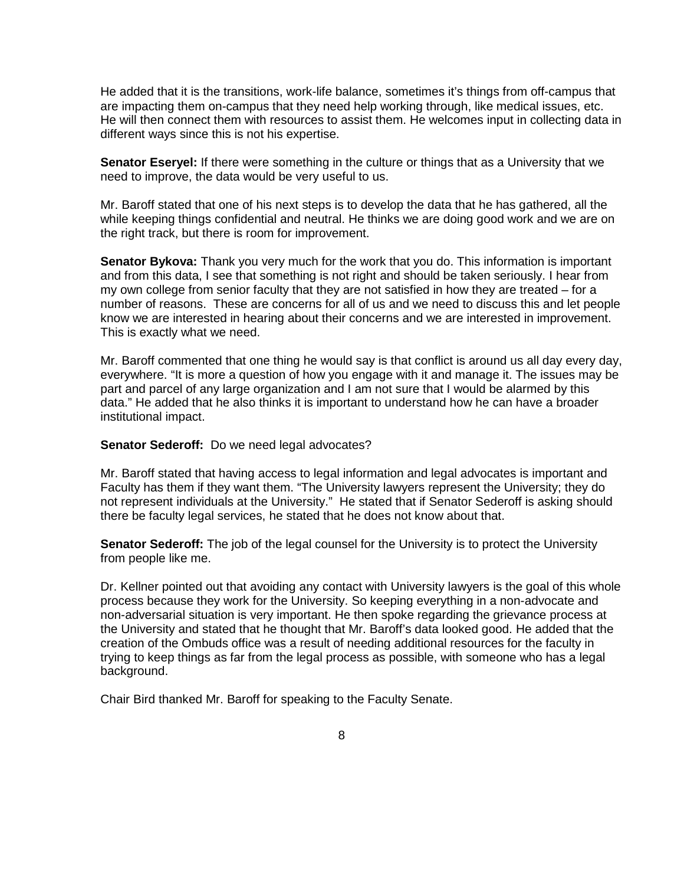He added that it is the transitions, work-life balance, sometimes it's things from off-campus that are impacting them on-campus that they need help working through, like medical issues, etc. He will then connect them with resources to assist them. He welcomes input in collecting data in different ways since this is not his expertise.

**Senator Eseryel:** If there were something in the culture or things that as a University that we need to improve, the data would be very useful to us.

Mr. Baroff stated that one of his next steps is to develop the data that he has gathered, all the while keeping things confidential and neutral. He thinks we are doing good work and we are on the right track, but there is room for improvement.

**Senator Bykova:** Thank you very much for the work that you do. This information is important and from this data, I see that something is not right and should be taken seriously. I hear from my own college from senior faculty that they are not satisfied in how they are treated – for a number of reasons. These are concerns for all of us and we need to discuss this and let people know we are interested in hearing about their concerns and we are interested in improvement. This is exactly what we need.

Mr. Baroff commented that one thing he would say is that conflict is around us all day every day, everywhere. "It is more a question of how you engage with it and manage it. The issues may be part and parcel of any large organization and I am not sure that I would be alarmed by this data." He added that he also thinks it is important to understand how he can have a broader institutional impact.

**Senator Sederoff:** Do we need legal advocates?

Mr. Baroff stated that having access to legal information and legal advocates is important and Faculty has them if they want them. "The University lawyers represent the University; they do not represent individuals at the University." He stated that if Senator Sederoff is asking should there be faculty legal services, he stated that he does not know about that.

**Senator Sederoff:** The job of the legal counsel for the University is to protect the University from people like me.

Dr. Kellner pointed out that avoiding any contact with University lawyers is the goal of this whole process because they work for the University. So keeping everything in a non-advocate and non-adversarial situation is very important. He then spoke regarding the grievance process at the University and stated that he thought that Mr. Baroff's data looked good. He added that the creation of the Ombuds office was a result of needing additional resources for the faculty in trying to keep things as far from the legal process as possible, with someone who has a legal background.

Chair Bird thanked Mr. Baroff for speaking to the Faculty Senate.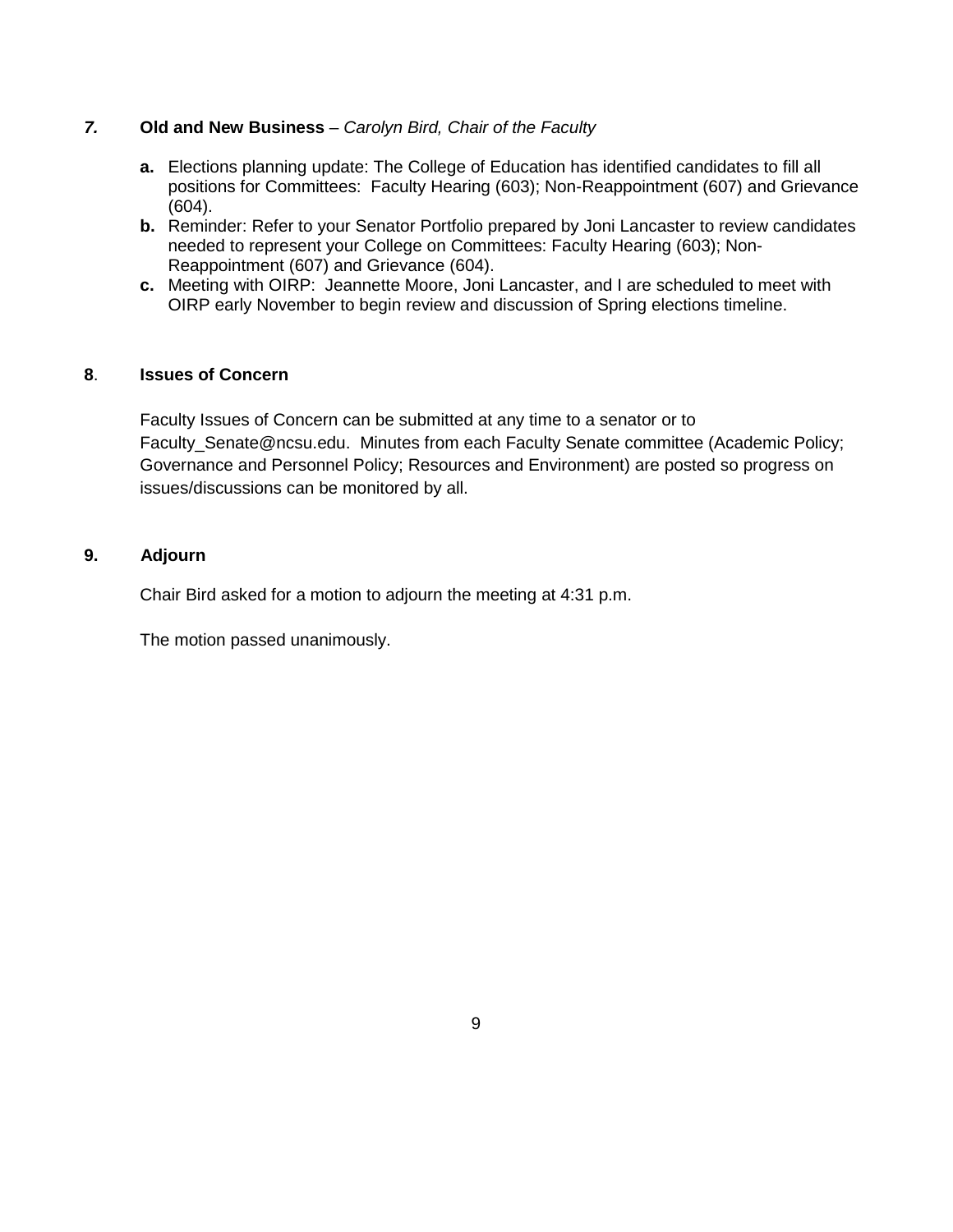### *7.* **Old and New Business** – *Carolyn Bird, Chair of the Faculty*

- **a.** Elections planning update: The College of Education has identified candidates to fill all positions for Committees: Faculty Hearing (603); Non-Reappointment (607) and Grievance (604).
- **b.** Reminder: Refer to your Senator Portfolio prepared by Joni Lancaster to review candidates needed to represent your College on Committees: Faculty Hearing (603); Non-Reappointment (607) and Grievance (604).
- **c.** Meeting with OIRP: Jeannette Moore, Joni Lancaster, and I are scheduled to meet with OIRP early November to begin review and discussion of Spring elections timeline.

### **8**. **Issues of Concern**

Faculty Issues of Concern can be submitted at any time to a senator or to Faculty_Senate@ncsu.edu. Minutes from each Faculty Senate committee (Academic Policy; Governance and Personnel Policy; Resources and Environment) are posted so progress on issues/discussions can be monitored by all.

### **9. Adjourn**

Chair Bird asked for a motion to adjourn the meeting at 4:31 p.m.

The motion passed unanimously.